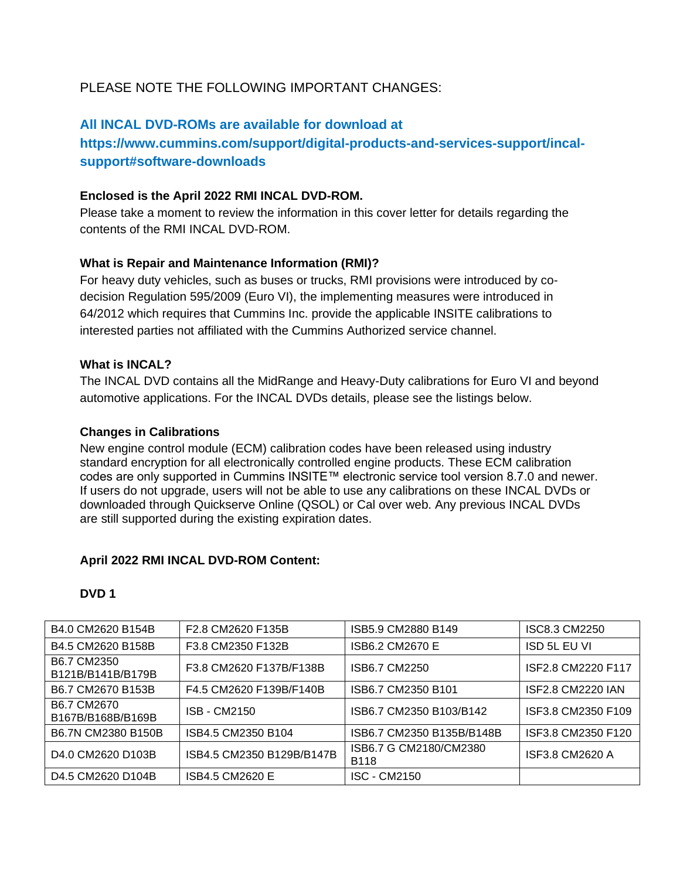PLEASE NOTE THE FOLLOWING IMPORTANT CHANGES:

**All INCAL DVD-ROMs are available for download at https://www.cummins.com/support/digital-products-and-services-support/incal-support#software-downloads**

**Enclosed is the April 2022 RMI INCAL DVD-ROM.**

Please take a moment to review the information in this cover letter for details regarding the contents of the RMI INCAL DVD-ROM.

**What is Repair and Maintenance Information (RMI)?**

For heavy duty vehicles, such as buses or trucks, RMI provisions were introduced by co-decision Regulation 595/2009 (Euro VI), the implementing measures were introduced in 64/2012 which requires that Cummins Inc. provide the applicable INSITE calibrations to interested parties not affiliated with the Cummins Authorized service channel.

**What is INCAL?**

The INCAL DVD contains all the MidRange and Heavy-Duty calibrations for Euro VI and beyond automotive applications. For the INCAL DVDs details, please see the listings below.

**Changes in Calibrations**

New engine control module (ECM) calibration codes have been released using industry standard encryption for all electronically controlled engine products. These ECM calibration codes are only supported in Cummins INSITE™ electronic service tool version 8.7.0 and newer. If users do not upgrade, users will not be able to use any calibrations on these INCAL DVDs or downloaded through Quickserve Online (QSOL) or Cal over web. Any previous INCAL DVDs are still supported during the existing expiration dates.

**April 2022 RMI INCAL DVD-ROM Content:**

**DVD 1**

| | | | |
|---|---|---|---|
| B4.0 CM2620 B154B | F2.8 CM2620 F135B | ISB5.9 CM2880 B149 | ISC8.3 CM2250 |
| B4.5 CM2620 B158B | F3.8 CM2350 F132B | ISB6.2 CM2670 E | ISD 5L EU VI |
| B6.7 CM2350 B121B/B141B/B179B | F3.8 CM2620 F137B/F138B | ISB6.7 CM2250 | ISF2.8 CM2220 F117 |
| B6.7 CM2670 B153B | F4.5 CM2620 F139B/F140B | ISB6.7 CM2350 B101 | ISF2.8 CM2220 IAN |
| B6.7 CM2670 B167B/B168B/B169B | ISB - CM2150 | ISB6.7 CM2350 B103/B142 | ISF3.8 CM2350 F109 |
| B6.7N CM2380 B150B | ISB4.5 CM2350 B104 | ISB6.7 CM2350 B135B/B148B | ISF3.8 CM2350 F120 |
| D4.0 CM2620 D103B | ISB4.5 CM2350 B129B/B147B | ISB6.7 G CM2180/CM2380 B118 | ISF3.8 CM2620 A |
| D4.5 CM2620 D104B | ISB4.5 CM2620 E | ISC - CM2150 | |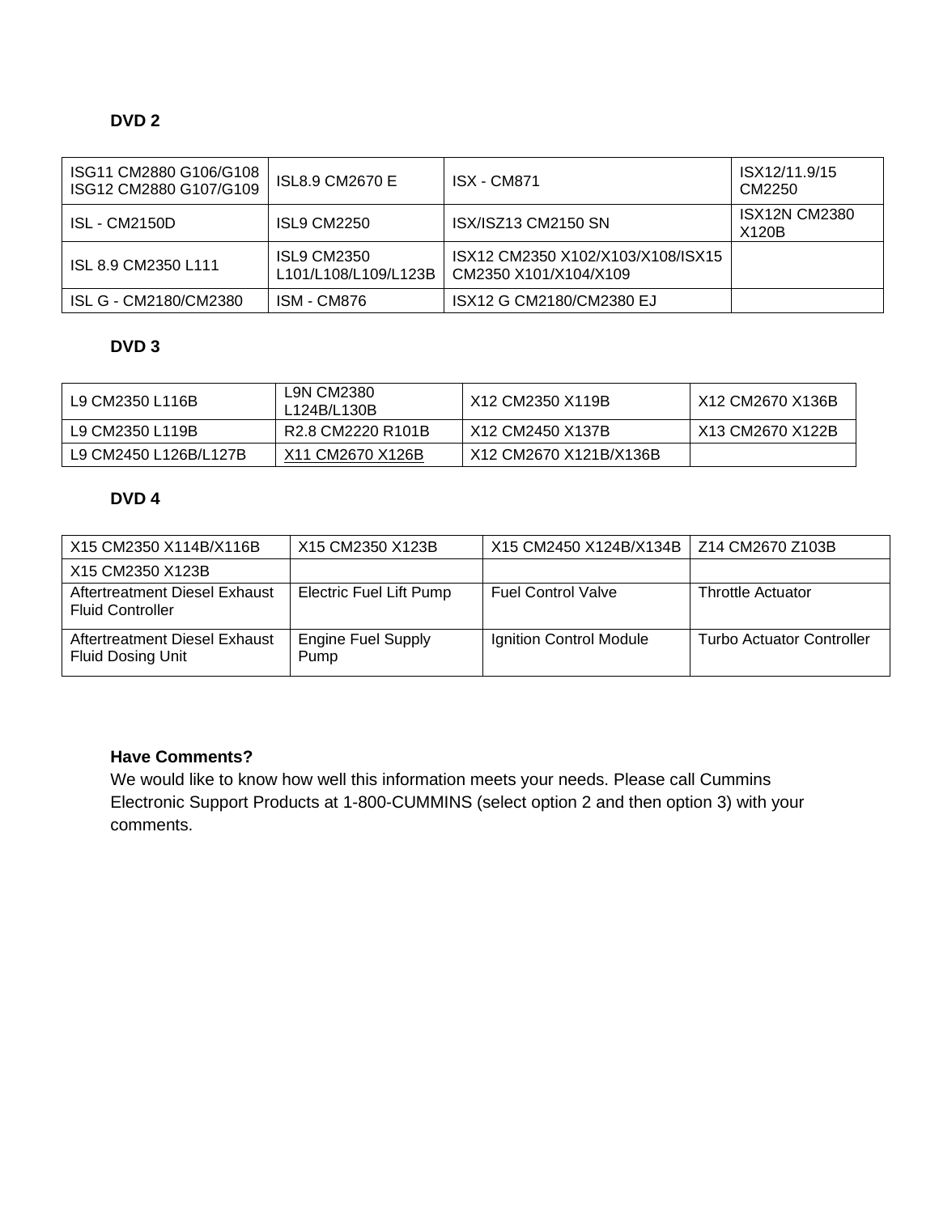**DVD 2**

| | | | |
|---|---|---|---|
| ISG11 CM2880 G106/G108 ISG12 CM2880 G107/G109 | ISL8.9 CM2670 E | ISX - CM871 | ISX12/11.9/15 CM2250 |
| ISL - CM2150D | ISL9 CM2250 | ISX/ISZ13 CM2150 SN | ISX12N CM2380 X120B |
| ISL 8.9 CM2350 L111 | ISL9 CM2350 L101/L108/L109/L123B | ISX12 CM2350 X102/X103/X108/ISX15 CM2350 X101/X104/X109 | |
| ISL G - CM2180/CM2380 | ISM - CM876 | ISX12 G CM2180/CM2380 EJ | |

**DVD 3**

| | | | |
|---|---|---|---|
| L9 CM2350 L116B | L9N CM2380 L124B/L130B | X12 CM2350 X119B | X12 CM2670 X136B |
| L9 CM2350 L119B | R2.8 CM2220 R101B | X12 CM2450 X137B | X13 CM2670 X122B |
| L9 CM2450 L126B/L127B | X11 CM2670 X126B | X12 CM2670 X121B/X136B | |

**DVD 4**

| | | | |
|---|---|---|---|
| X15 CM2350 X114B/X116B | X15 CM2350 X123B | X15 CM2450 X124B/X134B | Z14 CM2670 Z103B |
| X15 CM2350 X123B | | | |
| Aftertreatment Diesel Exhaust Fluid Controller | Electric Fuel Lift Pump | Fuel Control Valve | Throttle Actuator |
| Aftertreatment Diesel Exhaust Fluid Dosing Unit | Engine Fuel Supply Pump | Ignition Control Module | Turbo Actuator Controller |

**Have Comments?**

We would like to know how well this information meets your needs. Please call Cummins Electronic Support Products at 1-800-CUMMINS (select option 2 and then option 3) with your comments.